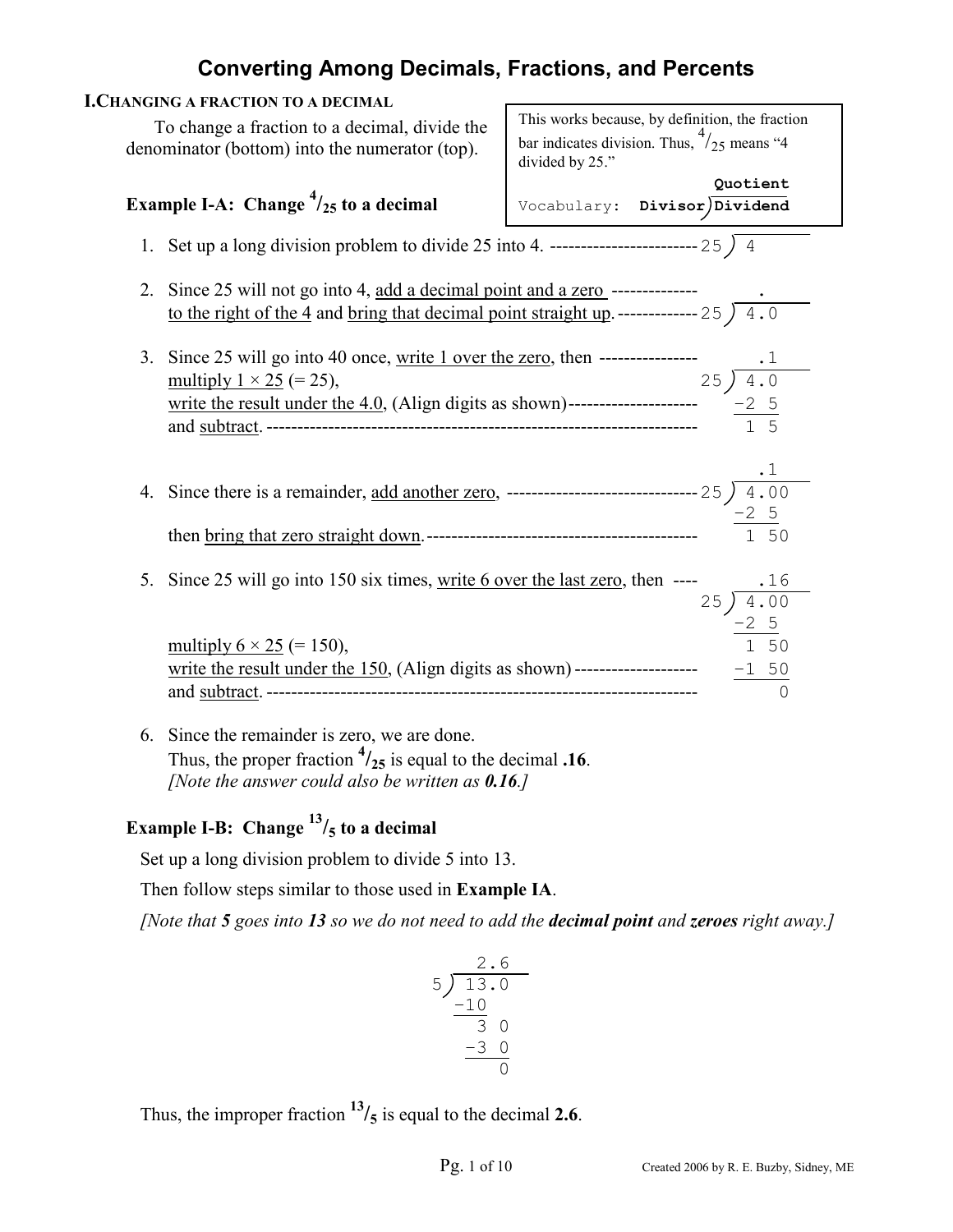# Converting Among Decimals, Fractions, and Percents

## I. Changing a Fraction to a Decimal

To change a fraction to a decimal, divide the denominator (bottom) into the numerator (top).

> This works because, by definition, the fraction bar indicates division. Thus, $^4/_{25}$ means "4 divided by 25."
>
> Vocabulary: **Divisor**)**Dividend** — **Quotient** (above)

### Example I-A: Change $^4/_{25}$ to a decimal

1. Set up a long division problem to divide 25 into 4. ------------------------ 

```
25 ) 4
```

2. Since 25 will not go into 4, add a decimal point and a zero to the right of the 4 and bring that decimal point straight up. -------------

```
      .
25 ) 4.0
```

3. Since 25 will go into 40 once, write 1 over the zero, then multiply 1 × 25 (= 25), write the result under the 4.0, (Align digits as shown)--------------------- and subtract. ---------------------------------------------------------------------

```
      .1
25 ) 4.0
    -2 5
     1 5
```

4. Since there is a remainder, add another zero, ------------------------------- then bring that zero straight down. --------------------------------------------

```
      .1
25 ) 4.00
    -2 5
     1 50
```

5. Since 25 will go into 150 six times, write 6 over the last zero, then ---- multiply 6 × 25 (= 150), write the result under the 150, (Align digits as shown) -------------------- and subtract. ---------------------------------------------------------------------

```
      .16
25 ) 4.00
    -2 5
     1 50
    -1 50
        0
```

6. Since the remainder is zero, we are done.
   Thus, the proper fraction $^4/_{25}$ is equal to the decimal **.16**.
   *[Note the answer could also be written as **0.16**.]*

### Example I-B: Change $^{13}/_5$ to a decimal

Set up a long division problem to divide 5 into 13.

Then follow steps similar to those used in **Example IA**.

*[Note that **5** goes into **13** so we do not need to add the **decimal point** and **zeroes** right away.]*

```
     2.6
5 ) 13.0
   -10
     3 0
    -3 0
       0
```

Thus, the improper fraction $^{13}/_5$ is equal to the decimal **2.6**.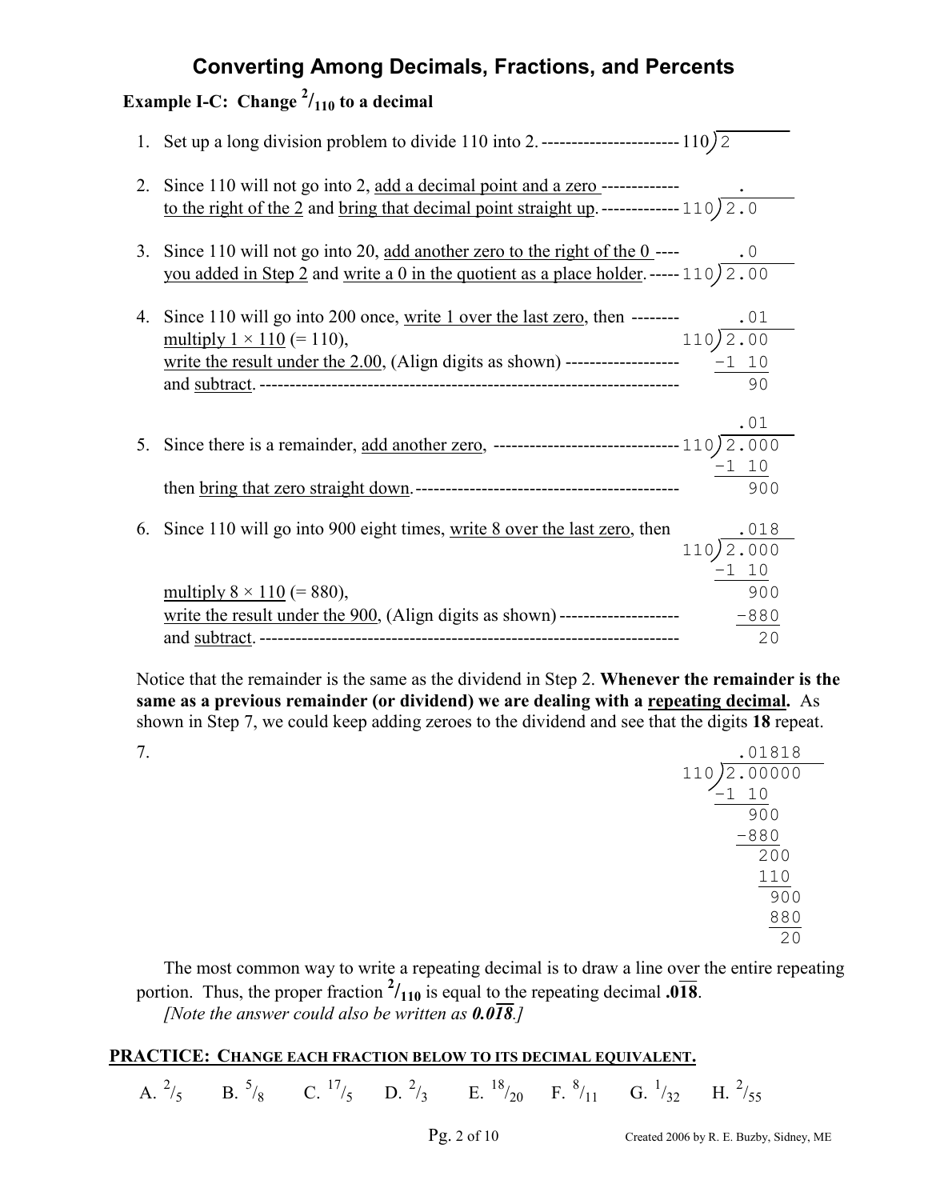# Converting Among Decimals, Fractions, and Percents

**Example I-C: Change $^2/_{110}$ to a decimal**

1. Set up a long division problem to divide 110 into 2. ----------------------- $110\overline{)2}$

2. Since 110 will not go into 2, add a decimal point and a zero ------------- to the right of the 2 and bring that decimal point straight up. ------------- 

```
      .
110)2.0
```

3. Since 110 will not go into 20, add another zero to the right of the 0 ---- you added in Step 2 and write a 0 in the quotient as a place holder. -----

```
      .0
110)2.00
```

4. Since 110 will go into 200 once, write 1 over the last zero, then -------- multiply 1 × 110 (= 110), write the result under the 2.00, (Align digits as shown) ------------------- and subtract. ----------------------------------------------------------------------

```
      .01
110)2.00
   -1 10
       90
```

5. Since there is a remainder, add another zero, ------------------------------- then bring that zero straight down. --------------------------------------------

```
      .01
110)2.000
   -1 10
      900
```

6. Since 110 will go into 900 eight times, write 8 over the last zero, then multiply 8 × 110 (= 880), write the result under the 900, (Align digits as shown) -------------------- and subtract. ----------------------------------------------------------------------

```
      .018
110)2.000
   -1 10
      900
     -880
       20
```

Notice that the remainder is the same as the dividend in Step 2. **Whenever the remainder is the same as a previous remainder (or dividend) we are dealing with a repeating decimal.** As shown in Step 7, we could keep adding zeroes to the dividend and see that the digits **18** repeat.

7.

```
      .01818
110)2.00000
   -1 10
      900
     -880
       200
       110
        900
        880
         20
```

The most common way to write a repeating decimal is to draw a line over the entire repeating portion. Thus, the proper fraction $^2/_{110}$ is equal to the repeating decimal $\mathbf{.0\overline{18}}$.

*[Note the answer could also be written as $\mathbf{0.0\overline{18}}$.]*

**PRACTICE: CHANGE EACH FRACTION BELOW TO ITS DECIMAL EQUIVALENT.**

A. $^2/_5$  B. $^5/_8$  C. $^{17}/_5$  D. $^2/_3$  E. $^{18}/_{20}$  F. $^8/_{11}$  G. $^1/_{32}$  H. $^2/_{55}$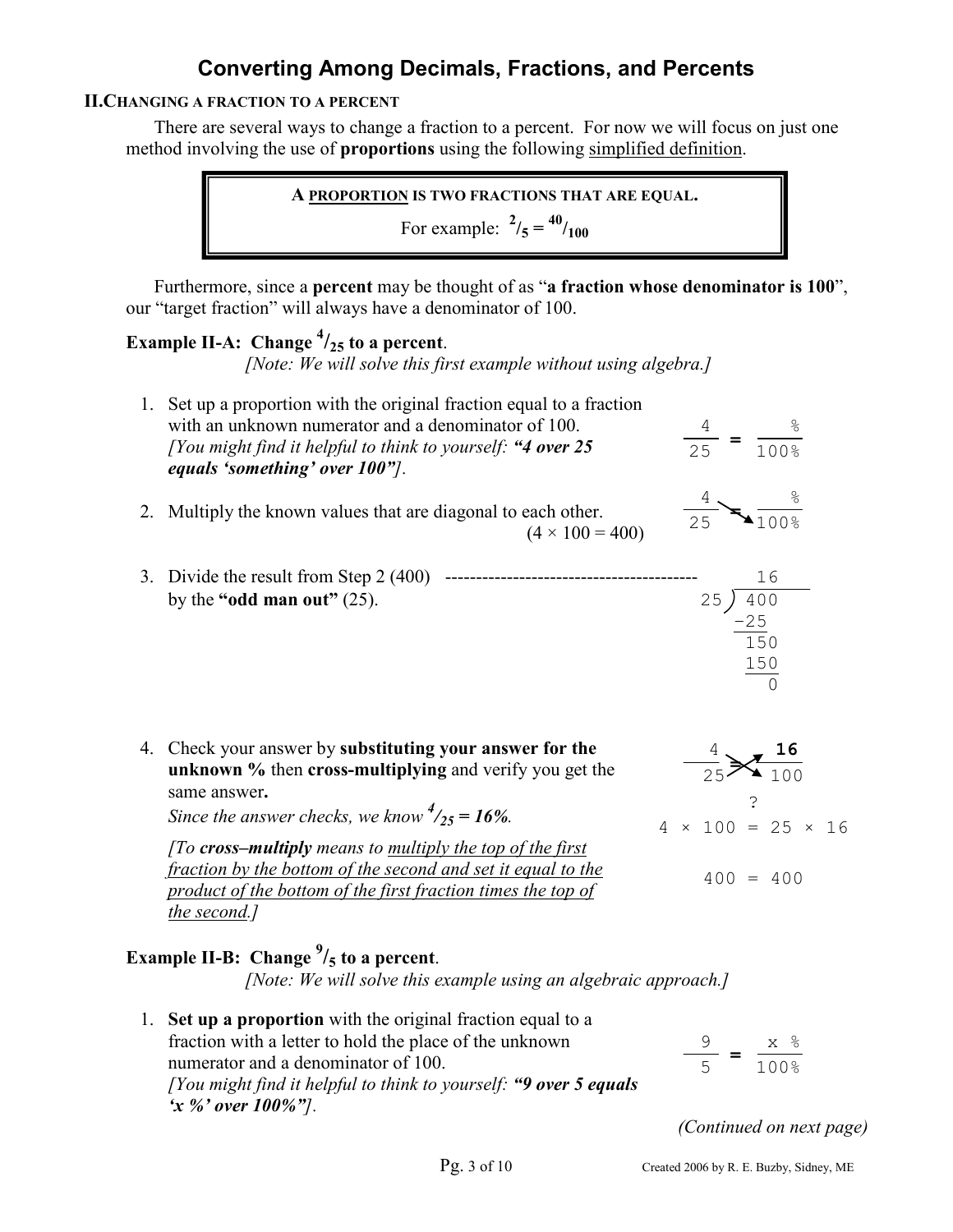# Converting Among Decimals, Fractions, and Percents

## II. Changing a Fraction to a Percent

There are several ways to change a fraction to a percent. For now we will focus on just one method involving the use of **proportions** using the following simplified definition.

> **A PROPORTION IS TWO FRACTIONS THAT ARE EQUAL.**
>
> For example: $^{2}/_{5} = {}^{40}/_{100}$

Furthermore, since a **percent** may be thought of as "**a fraction whose denominator is 100**", our "target fraction" will always have a denominator of 100.

### Example II-A: Change $^{4}/_{25}$ to a percent.

*[Note: We will solve this first example without using algebra.]*

1. Set up a proportion with the original fraction equal to a fraction with an unknown numerator and a denominator of 100. *[You might find it helpful to think to yourself: **"4 over 25 equals 'something' over 100"**].*

$$\frac{4}{25} = \frac{\quad\%}{100\%}$$

2. Multiply the known values that are diagonal to each other. (4 × 100 = 400)

$$\frac{4}{25} \searrow \frac{\quad\%}{100\%}$$

3. Divide the result from Step 2 (400) by the **"odd man out"** (25).

$$\begin{array}{r} 16 \\ 25\,\overline{)\,400} \\ -25 \\ \hline 150 \\ 150 \\ \hline 0 \end{array}$$

4. Check your answer by **substituting your answer for the unknown %** then **cross-multiplying** and verify you get the same answer.
   *Since the answer checks, we know $^{4}/_{25}$ = 16%.*

   *[To **cross–multiply** means to multiply the top of the first fraction by the bottom of the second and set it equal to the product of the bottom of the first fraction times the top of the second.]*

$$\frac{4}{25} \times \frac{\mathbf{16}}{100}$$

$$4 \times 100 \stackrel{?}{=} 25 \times 16$$

$$400 = 400$$

### Example II-B: Change $^{9}/_{5}$ to a percent.

*[Note: We will solve this example using an algebraic approach.]*

1. **Set up a proportion** with the original fraction equal to a fraction with a letter to hold the place of the unknown numerator and a denominator of 100. *[You might find it helpful to think to yourself: **"9 over 5 equals 'x %' over 100%"**].*

$$\frac{9}{5} = \frac{x\ \%}{100\%}$$

*(Continued on next page)*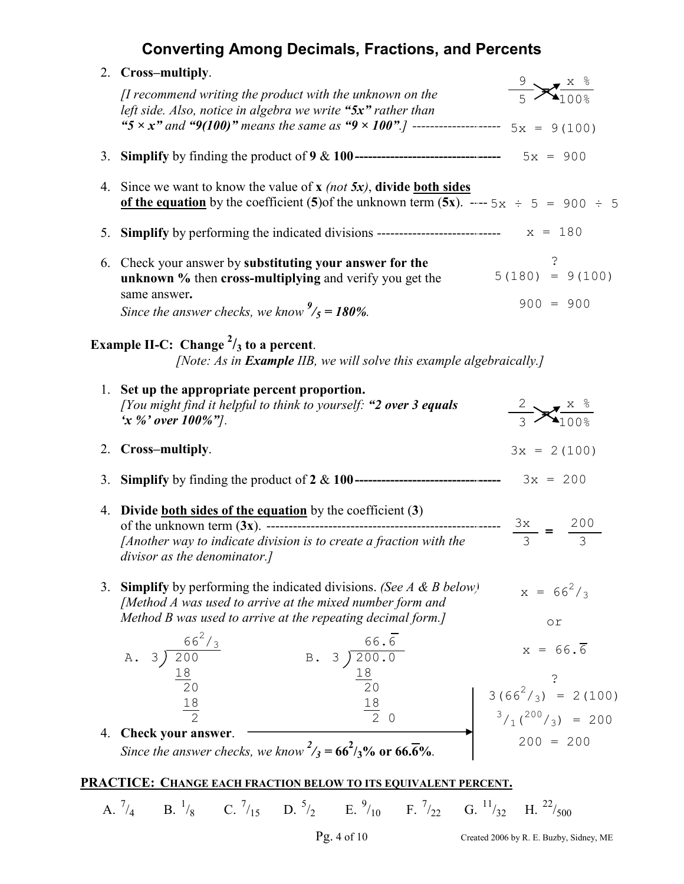## Converting Among Decimals, Fractions, and Percents

2. **Cross–multiply**.
   *[I recommend writing the product with the unknown on the left side. Also, notice in algebra we write **"5x"** rather than **"5 × x"** and **"9(100)"** means the same as **"9 × 100"**.]* ------------------- $\frac{9}{5} = \frac{x\ \%}{100\%}$ $\quad 5x = 9(100)$

3. **Simplify** by finding the product of **9** & **100**------------------------------- $5x = 900$

4. Since we want to know the value of **x** *(not 5x)*, **divide <u>both sides of the equation</u>** by the coefficient (**5**)of the unknown term (**5x**). ---- $5x \div 5 = 900 \div 5$

5. **Simplify** by performing the indicated divisions ---------------------------- $x = 180$

6. Check your answer by **substituting your answer for the unknown %** then **cross-multiplying** and verify you get the same answer**.**
   *Since the answer checks, we know* $^{9}/_{5}$ *= 180%.*

$$5(180) \stackrel{?}{=} 9(100)$$

$$900 = 900$$

### Example II-C: Change $^{2}/_{3}$ to a percent.

*[Note: As in **Example** IIB, we will solve this example algebraically.]*

1. **Set up the appropriate percent proportion.**
   *[You might find it helpful to think to yourself: **"2 over 3 equals 'x %' over 100%"**].* $\qquad \frac{2}{3} = \frac{x\ \%}{100\%}$

2. **Cross–multiply**. $\qquad 3x = 2(100)$

3. **Simplify** by finding the product of **2** & **100**------------------------------- $3x = 200$

4. **Divide <u>both sides of the equation</u>** by the coefficient (**3**) of the unknown term (**3x**). ------------------------------------------------ $\frac{3x}{3} = \frac{200}{3}$
   *[Another way to indicate division is to create a fraction with the divisor as the denominator.]*

3. **Simplify** by performing the indicated divisions. *(See A & B below)*
   *[Method A was used to arrive at the mixed number form and Method B was used to arrive at the repeating decimal form.]*

$$x = 66^{2}/_{3} \quad \text{or} \quad x = 66.\overline{6}$$

A. $200 \div 3 = 66^{2}/_{3}$

```
    66 2/3
3 ) 200
    18
     20
     18
      2
```

B. $200.0 \div 3 = 66.\overline{6}$

```
    66.6
3 ) 200.0
    18
     20
     18
      2 0
```

4. **Check your answer**.
   *Since the answer checks, we know* $^{2}/_{3}$ *=* $66^{2}/_{3}$*% or* $66.\overline{6}$*%.*

$$3(66^{2}/_{3}) \stackrel{?}{=} 2(100)$$

$$^{3}/_{1}(^{200}/_{3}) = 200$$

$$200 = 200$$

**PRACTICE: CHANGE EACH FRACTION BELOW TO ITS EQUIVALENT PERCENT.**

A. $^{7}/_{4}$ B. $^{1}/_{8}$ C. $^{7}/_{15}$ D. $^{5}/_{2}$ E. $^{9}/_{10}$ F. $^{7}/_{22}$ G. $^{11}/_{32}$ H. $^{22}/_{500}$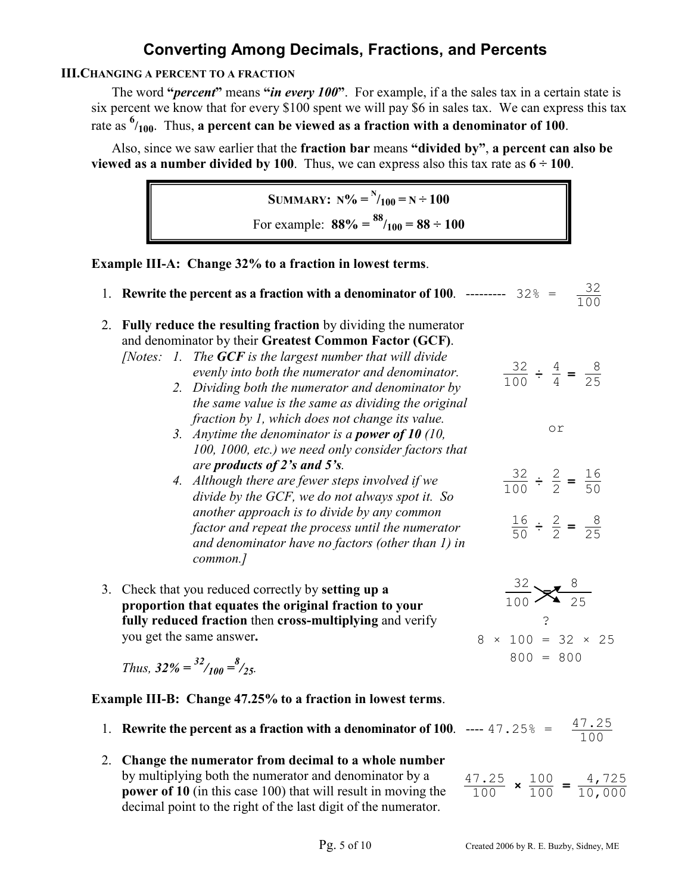## Converting Among Decimals, Fractions, and Percents

### III. Changing a Percent to a Fraction

The word **"*percent*"** means **"*in every 100*"**. For example, if a the sales tax in a certain state is six percent we know that for every \$100 spent we will pay \$6 in sales tax. We can express this tax rate as $^{6}/_{100}$. Thus, **a percent can be viewed as a fraction with a denominator of 100**.

Also, since we saw earlier that the **fraction bar** means **"divided by"**, **a percent can also be viewed as a number divided by 100**. Thus, we can express also this tax rate as **6 ÷ 100**.

> **Summary:** $N\% = {}^{N}/_{100} = N \div 100$
>
> For example: $88\% = {}^{88}/_{100} = 88 \div 100$

**Example III-A: Change 32% to a fraction in lowest terms**.

1. **Rewrite the percent as a fraction with a denominator of 100**. --------- $32\% = \frac{32}{100}$

2. **Fully reduce the resulting fraction** by dividing the numerator and denominator by their **Greatest Common Factor (GCF)**.
   *[Notes: 1. The **GCF** is the largest number that will divide evenly into both the numerator and denominator.*
   *2. Dividing both the numerator and denominator by the same value is the same as dividing the original fraction by 1, which does not change its value.*
   *3. Anytime the denominator is a **power of 10** (10, 100, 1000, etc.) we need only consider factors that are **products of 2's and 5's**.*
   *4. Although there are fewer steps involved if we divide by the GCF, we do not always spot it. So another approach is to divide by any common factor and repeat the process until the numerator and denominator have no factors (other than 1) in common.]*

   $$\frac{32}{100} \div \frac{4}{4} = \frac{8}{25}$$

   or

   $$\frac{32}{100} \div \frac{2}{2} = \frac{16}{50}$$

   $$\frac{16}{50} \div \frac{2}{2} = \frac{8}{25}$$

3. Check that you reduced correctly by **setting up a proportion that equates the original fraction to your fully reduced fraction** then **cross-multiplying** and verify you get the same answer**.**

   $$\frac{32}{100} \overset{?}{=} \frac{8}{25}$$

   $$8 \times 100 = 32 \times 25$$

   $$800 = 800$$

   *Thus,* $32\% = {}^{32}/_{100} = {}^{8}/_{25}$.

**Example III-B: Change 47.25% to a fraction in lowest terms**.

1. **Rewrite the percent as a fraction with a denominator of 100**. ---- $47.25\% = \frac{47.25}{100}$

2. **Change the numerator from decimal to a whole number** by multiplying both the numerator and denominator by a **power of 10** (in this case 100) that will result in moving the decimal point to the right of the last digit of the numerator.

   $$\frac{47.25}{100} \times \frac{100}{100} = \frac{4{,}725}{10{,}000}$$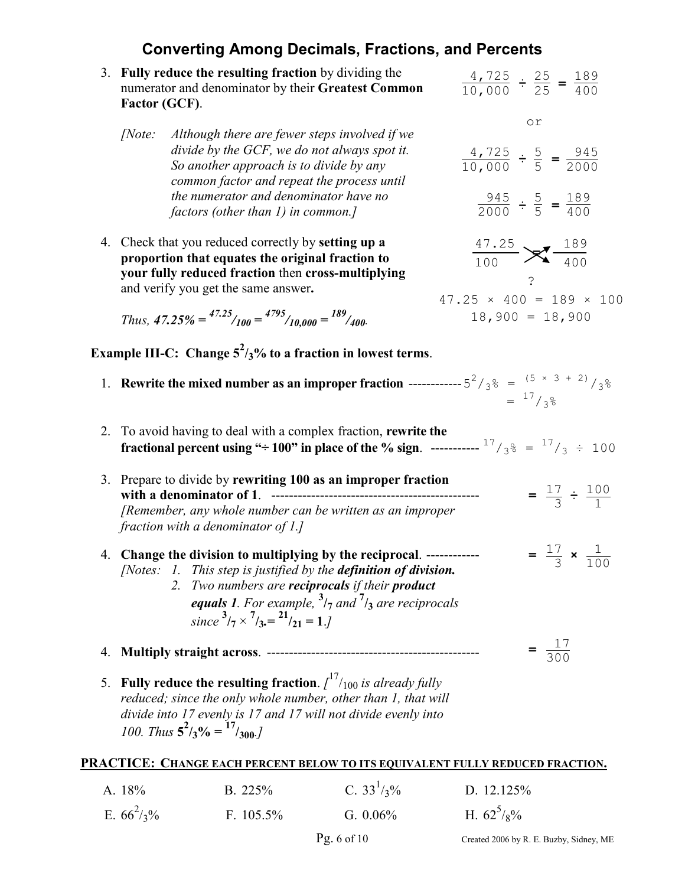## Converting Among Decimals, Fractions, and Percents

3. **Fully reduce the resulting fraction** by dividing the numerator and denominator by their **Greatest Common Factor (GCF)**.

   $$\frac{4{,}725}{10{,}000} \div \frac{25}{25} = \frac{189}{400}$$

   or

   *[Note: Although there are fewer steps involved if we divide by the GCF, we do not always spot it. So another approach is to divide by any common factor and repeat the process until the numerator and denominator have no factors (other than 1) in common.]*

   $$\frac{4{,}725}{10{,}000} \div \frac{5}{5} = \frac{945}{2000}$$

   $$\frac{945}{2000} \div \frac{5}{5} = \frac{189}{400}$$

4. Check that you reduced correctly by **setting up a proportion that equates the original fraction to your fully reduced fraction** then **cross-multiplying** and verify you get the same answer**.**

   $$\frac{47.25}{100} \stackrel{?}{=} \frac{189}{400}$$

   $$47.25 \times 400 = 189 \times 100$$

   $$18{,}900 = 18{,}900$$

   *Thus,* ***47.25%*** $= {}^{47.25}/_{100} = {}^{4795}/_{10{,}000} = {}^{189}/_{400}$.

**Example III-C: Change $5^2/_3$% to a fraction in lowest terms**.

1. **Rewrite the mixed number as an improper fraction** ------------ $5^2/_3\% = {}^{(5 \times 3 + 2)}/_3\% = {}^{17}/_3\%$

2. To avoid having to deal with a complex fraction, **rewrite the fractional percent using "÷ 100" in place of the % sign**. ----------- ${}^{17}/_3\% = {}^{17}/_3 \div 100$

3. Prepare to divide by **rewriting 100 as an improper fraction with a denominator of 1**. ------------------------------------------------ $= \frac{17}{3} \div \frac{100}{1}$
   *[Remember, any whole number can be written as an improper fraction with a denominator of 1.]*

4. **Change the division to multiplying by the reciprocal**. ------------ $= \frac{17}{3} \times \frac{1}{100}$
   *[Notes: 1. This step is justified by the* ***definition of division.***
   *2. Two numbers are* ***reciprocals*** *if their* ***product equals 1****. For example,* $^3/_7$ *and* $^7/_3$ *are reciprocals since* $^3/_7 \times {}^7/_3 = {}^{21}/_{21} = \mathbf{1}$*.]*

4. **Multiply straight across**. ------------------------------------------------ $= \frac{17}{300}$

5. **Fully reduce the resulting fraction**. *[*$^{17}/_{100}$ *is already fully reduced; since the only whole number, other than 1, that will divide into 17 evenly is 17 and 17 will not divide evenly into 100. Thus* $\mathbf{5^2/_3\%} = \mathbf{^{17}/_{300}}$*.]*

**PRACTICE: CHANGE EACH PERCENT BELOW TO ITS EQUIVALENT FULLY REDUCED FRACTION.**

A. 18%  B. 225%  C. $33^1/_3$%  D. 12.125%

E. $66^2/_3$%  F. 105.5%  G. 0.06%  H. $62^5/_8$%

Created 2006 by R. E. Buzby, Sidney, ME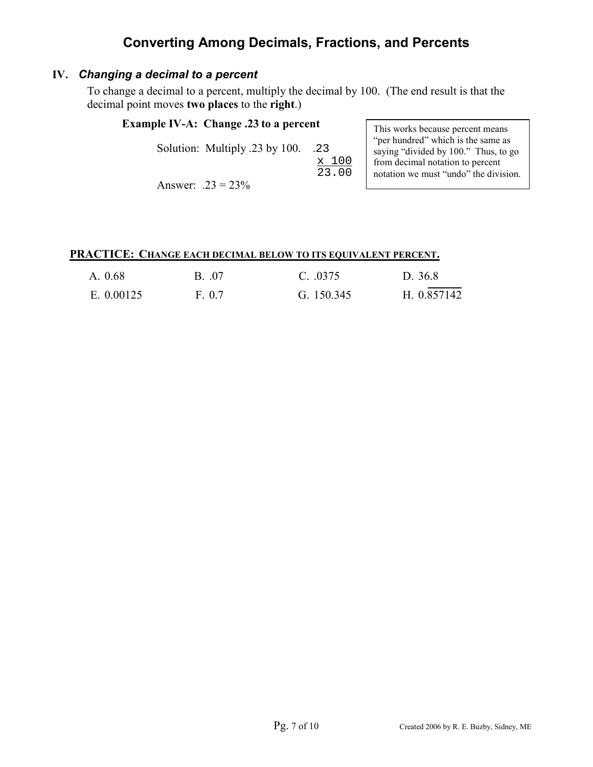# Converting Among Decimals, Fractions, and Percents

## IV. *Changing a decimal to a percent*

To change a decimal to a percent, multiply the decimal by 100. (The end result is that the decimal point moves **two places** to the **right**.)

**Example IV-A: Change .23 to a percent**

Solution: Multiply .23 by 100.

```
  .23
x 100
23.00
```

Answer: .23 = 23%

> This works because percent means "per hundred" which is the same as saying "divided by 100." Thus, to go from decimal notation to percent notation we must "undo" the division.

**PRACTICE: CHANGE EACH DECIMAL BELOW TO ITS EQUIVALENT PERCENT.**

| | | | |
|---|---|---|---|
| A. 0.68 | B. .07 | C. .0375 | D. 36.8 |
| E. 0.00125 | F. 0.7 | G. 150.345 | H. $0.\overline{857142}$ |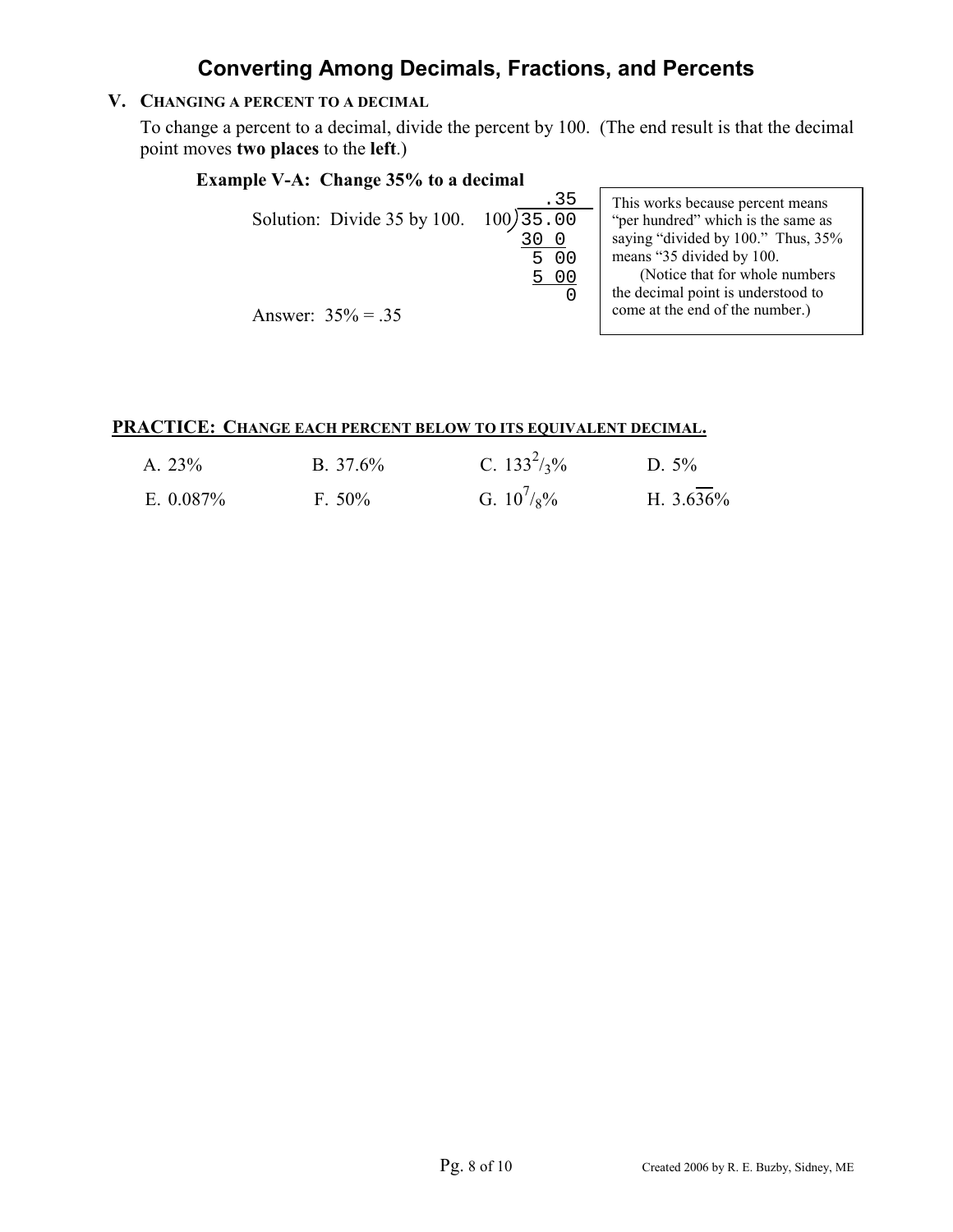# Converting Among Decimals, Fractions, and Percents

## V. Changing a Percent to a Decimal

To change a percent to a decimal, divide the percent by 100. (The end result is that the decimal point moves **two places** to the **left**.)

**Example V-A: Change 35% to a decimal**

Solution: Divide 35 by 100.

```
       .35
100)35.00
    30 0
     5 00
     5 00
        0
```

Answer: 35% = .35

> This works because percent means "per hundred" which is the same as saying "divided by 100." Thus, 35% means "35 divided by 100.
>
> (Notice that for whole numbers the decimal point is understood to come at the end of the number.)

**PRACTICE: Change each percent below to its equivalent decimal.**

| | | | |
|---|---|---|---|
| A. 23% | B. 37.6% | C. $133\frac{2}{3}\%$ | D. 5% |
| E. 0.087% | F. 50% | G. $10\frac{7}{8}\%$ | H. $3.6\overline{36}\%$ |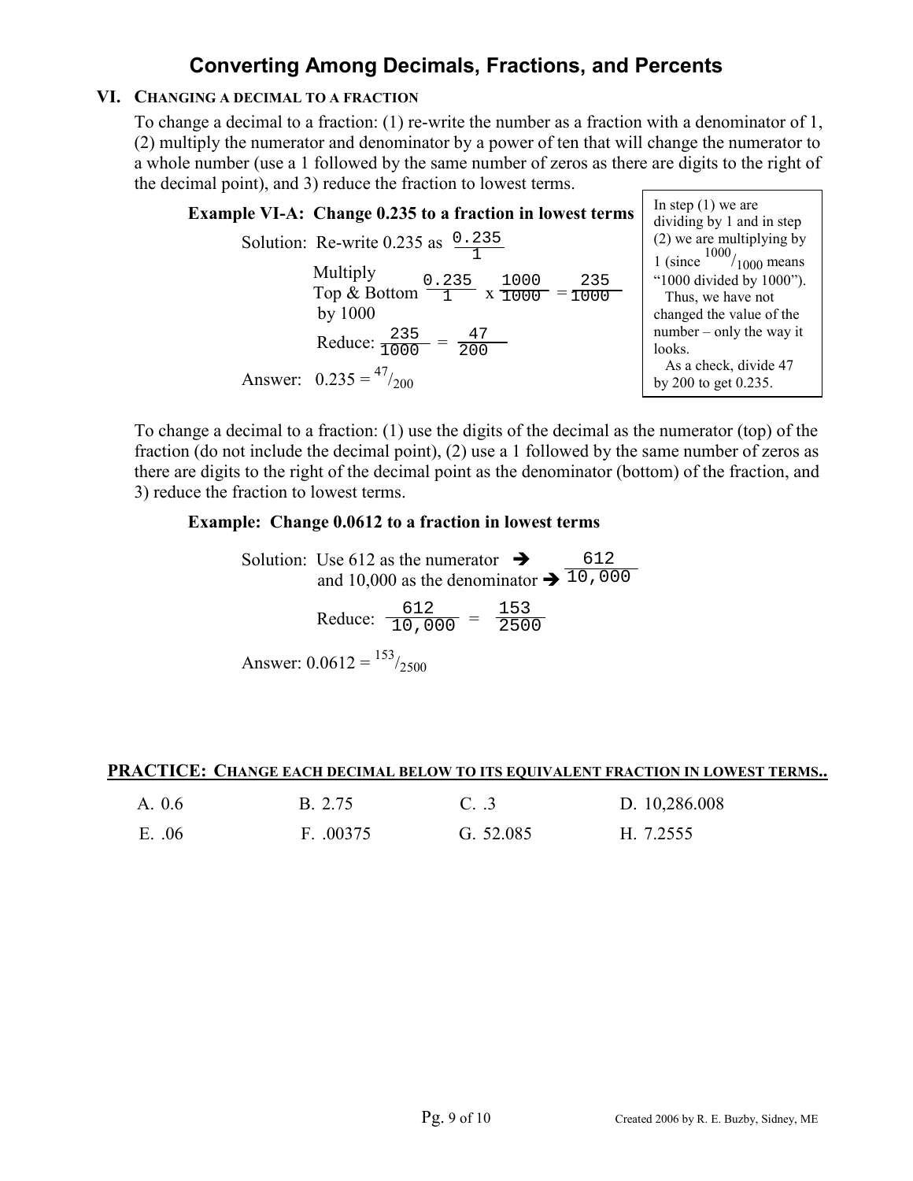# Converting Among Decimals, Fractions, and Percents

## VI. Changing a decimal to a fraction

To change a decimal to a fraction: (1) re-write the number as a fraction with a denominator of 1, (2) multiply the numerator and denominator by a power of ten that will change the numerator to a whole number (use a 1 followed by the same number of zeros as there are digits to the right of the decimal point), and 3) reduce the fraction to lowest terms.

**Example VI-A: Change 0.235 to a fraction in lowest terms**

Solution: Re-write 0.235 as $\frac{0.235}{1}$

Multiply Top & Bottom by 1000 $\frac{0.235}{1} \times \frac{1000}{1000} = \frac{235}{1000}$

Reduce: $\frac{235}{1000} = \frac{47}{200}$

Answer: $0.235 = {}^{47}/_{200}$

> In step (1) we are dividing by 1 and in step (2) we are multiplying by 1 (since ${}^{1000}/_{1000}$ means "1000 divided by 1000"). Thus, we have not changed the value of the number – only the way it looks.
> As a check, divide 47 by 200 to get 0.235.

To change a decimal to a fraction: (1) use the digits of the decimal as the numerator (top) of the fraction (do not include the decimal point), (2) use a 1 followed by the same number of zeros as there are digits to the right of the decimal point as the denominator (bottom) of the fraction, and 3) reduce the fraction to lowest terms.

**Example: Change 0.0612 to a fraction in lowest terms**

Solution: Use 612 as the numerator ➔ and 10,000 as the denominator ➔ $\frac{612}{10,000}$

Reduce: $\frac{612}{10,000} = \frac{153}{2500}$

Answer: $0.0612 = {}^{153}/_{2500}$

**PRACTICE: CHANGE EACH DECIMAL BELOW TO ITS EQUIVALENT FRACTION IN LOWEST TERMS..**

A. 0.6 B. 2.75 C. .3 D. 10,286.008

E. .06 F. .00375 G. 52.085 H. 7.2555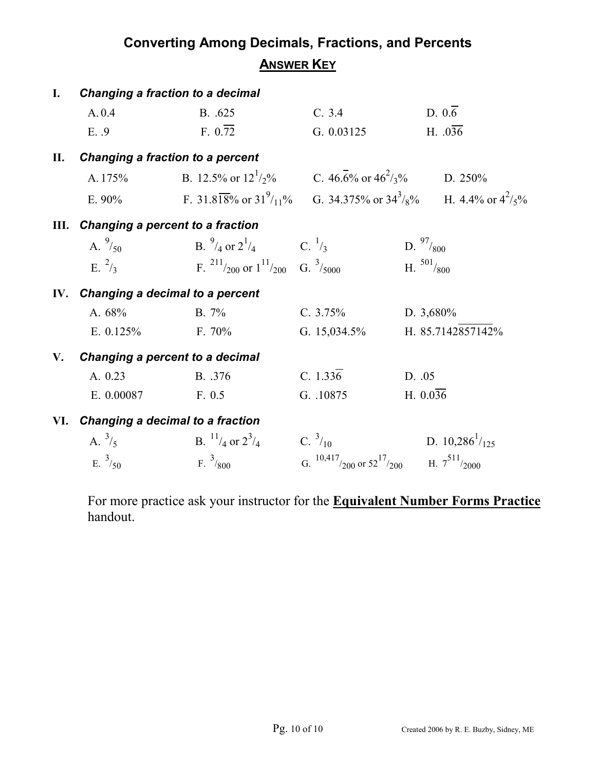# Converting Among Decimals, Fractions, and Percents

## <u>ANSWER KEY</u>

**I. *Changing a fraction to a decimal***

| | | | |
|---|---|---|---|
| A. 0.4 | B. .625 | C. 3.4 | D. $0.\overline{6}$ |
| E. .9 | F. $0.\overline{72}$ | G. 0.03125 | H. $.0\overline{36}$ |

**II. *Changing a fraction to a percent***

| | | | |
|---|---|---|---|
| A. 175% | B. 12.5% or $12^1/_2$% | C. $46.\overline{6}$% or $46^2/_3$% | D. 250% |
| E. 90% | F. $31.8\overline{18}$% or $31^9/_{11}$% | G. 34.375% or $34^3/_8$% | H. 4.4% or $4^2/_5$% |

**III. *Changing a percent to a fraction***

| | | | |
|---|---|---|---|
| A. $^9/_{50}$ | B. $^9/_4$ or $2^1/_4$ | C. $^1/_3$ | D. $^{97}/_{800}$ |
| E. $^2/_3$ | F. $^{211}/_{200}$ or $1^{11}/_{200}$ | G. $^3/_{5000}$ | H. $^{501}/_{800}$ |

**IV. *Changing a decimal to a percent***

| | | | |
|---|---|---|---|
| A. 68% | B. 7% | C. 3.75% | D. 3,680% |
| E. 0.125% | F. 70% | G. 15,034.5% | H. $85.7\overline{142857}142$% |

**V. *Changing a percent to a decimal***

| | | | |
|---|---|---|---|
| A. 0.23 | B. .376 | C. $1.33\overline{6}$ | D. .05 |
| E. 0.00087 | F. 0.5 | G. .10875 | H. $0.0\overline{36}$ |

**VI. *Changing a decimal to a fraction***

| | | | |
|---|---|---|---|
| A. $^3/_5$ | B. $^{11}/_4$ or $2^3/_4$ | C. $^3/_{10}$ | D. $10{,}286^1/_{125}$ |
| E. $^3/_{50}$ | F. $^3/_{800}$ | G. $^{10{,}417}/_{200}$ or $52^{17}/_{200}$ | H. $7^{511}/_{2000}$ |

For more practice ask your instructor for the **<u>Equivalent Number Forms Practice</u>** handout.

Created 2006 by R. E. Buzby, Sidney, ME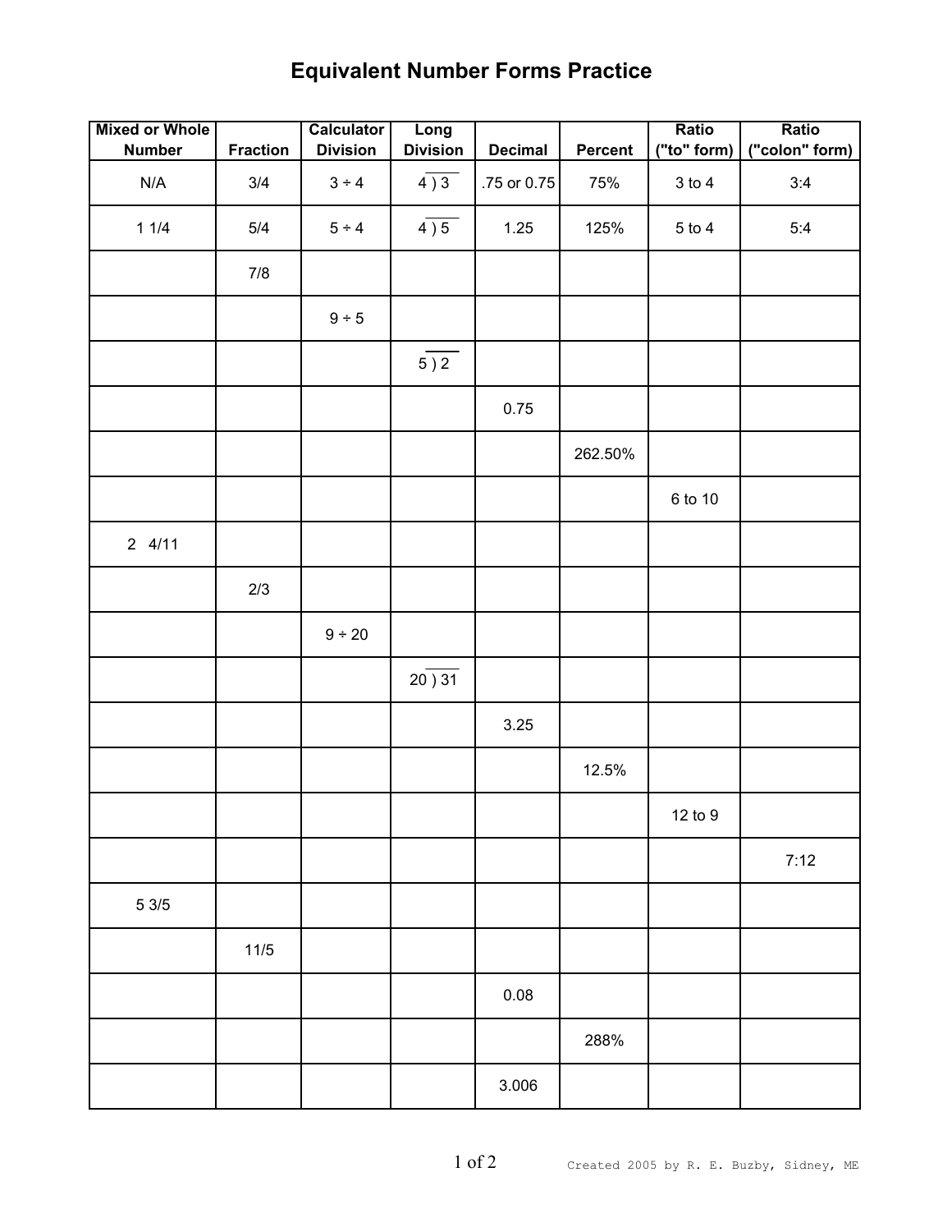# Equivalent Number Forms Practice

| Mixed or Whole Number | Fraction | Calculator Division | Long Division | Decimal | Percent | Ratio ("to" form) | Ratio ("colon" form) |
|---|---|---|---|---|---|---|---|
| N/A | 3/4 | 3 ÷ 4 | 4 ) 3 | .75 or 0.75 | 75% | 3 to 4 | 3:4 |
| 1 1/4 | 5/4 | 5 ÷ 4 | 4 ) 5 | 1.25 | 125% | 5 to 4 | 5:4 |
| | 7/8 | | | | | | |
| | | 9 ÷ 5 | | | | | |
| | | | 5 ) 2 | | | | |
| | | | | 0.75 | | | |
| | | | | | 262.50% | | |
| | | | | | | 6 to 10 | |
| 2 4/11 | | | | | | | |
| | 2/3 | | | | | | |
| | | 9 ÷ 20 | | | | | |
| | | | 20 ) 31 | | | | |
| | | | | 3.25 | | | |
| | | | | | 12.5% | | |
| | | | | | | 12 to 9 | |
| | | | | | | | 7:12 |
| 5 3/5 | | | | | | | |
| | 11/5 | | | | | | |
| | | | | 0.08 | | | |
| | | | | | 288% | | |
| | | | | 3.006 | | | |

Created 2005 by R. E. Buzby, Sidney, ME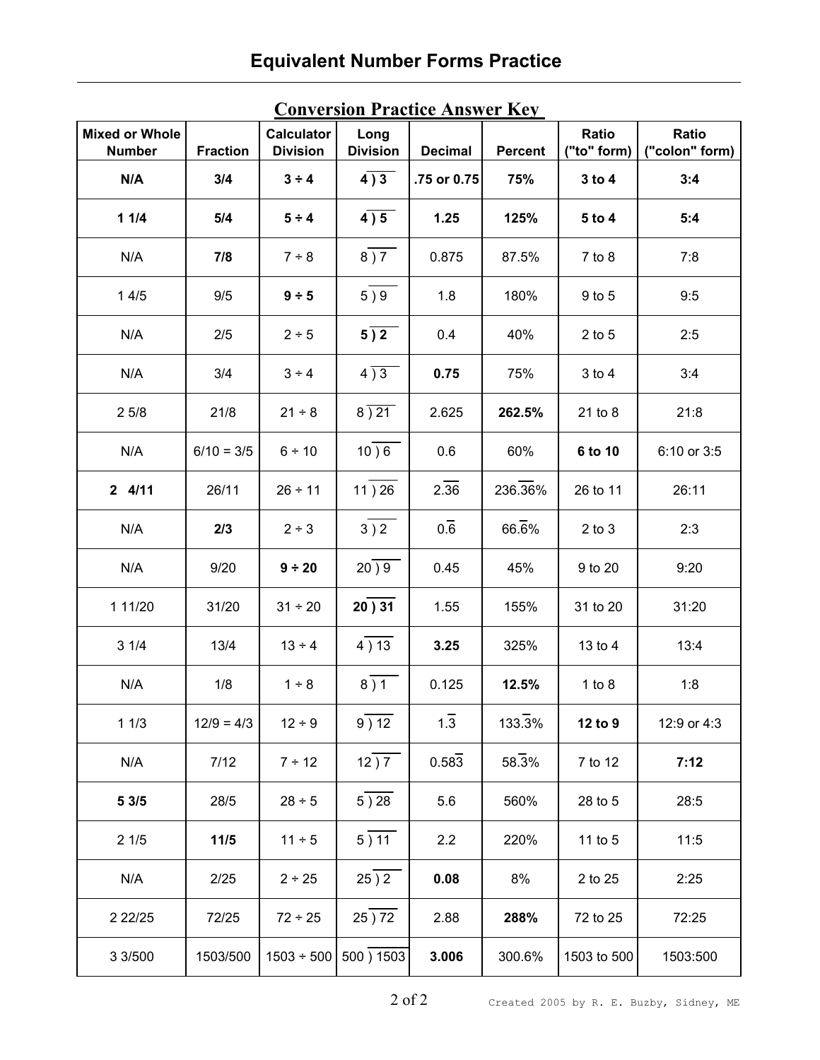# Equivalent Number Forms Practice

## Conversion Practice Answer Key

| Mixed or Whole Number | Fraction | Calculator Division | Long Division | Decimal | Percent | Ratio ("to" form) | Ratio ("colon" form) |
|---|---|---|---|---|---|---|---|
| **N/A** | **3/4** | **3 ÷ 4** | **4 ) 3** | **.75 or 0.75** | **75%** | **3 to 4** | **3:4** |
| **1 1/4** | **5/4** | **5 ÷ 4** | **4 ) 5** | **1.25** | **125%** | **5 to 4** | **5:4** |
| N/A | **7/8** | 7 ÷ 8 | 8 ) 7 | 0.875 | 87.5% | 7 to 8 | 7:8 |
| 1 4/5 | 9/5 | **9 ÷ 5** | 5 ) 9 | 1.8 | 180% | 9 to 5 | 9:5 |
| N/A | 2/5 | 2 ÷ 5 | **5 ) 2** | 0.4 | 40% | 2 to 5 | 2:5 |
| N/A | 3/4 | 3 ÷ 4 | 4 ) 3 | **0.75** | 75% | 3 to 4 | 3:4 |
| 2 5/8 | 21/8 | 21 ÷ 8 | 8 ) 21 | 2.625 | **262.5%** | 21 to 8 | 21:8 |
| N/A | 6/10 = 3/5 | 6 ÷ 10 | 10 ) 6 | 0.6 | 60% | **6 to 10** | 6:10 or 3:5 |
| **2 4/11** | 26/11 | 26 ÷ 11 | 11 ) 26 | $2.\overline{36}$ | $236.\overline{36}$% | 26 to 11 | 26:11 |
| N/A | **2/3** | 2 ÷ 3 | 3 ) 2 | $0.\overline{6}$ | $66.\overline{6}$% | 2 to 3 | 2:3 |
| N/A | 9/20 | **9 ÷ 20** | 20 ) 9 | 0.45 | 45% | 9 to 20 | 9:20 |
| 1 11/20 | 31/20 | 31 ÷ 20 | **20 ) 31** | 1.55 | 155% | 31 to 20 | 31:20 |
| 3 1/4 | 13/4 | 13 ÷ 4 | 4 ) 13 | **3.25** | 325% | 13 to 4 | 13:4 |
| N/A | 1/8 | 1 ÷ 8 | 8 ) 1 | 0.125 | **12.5%** | 1 to 8 | 1:8 |
| 1 1/3 | 12/9 = 4/3 | 12 ÷ 9 | 9 ) 12 | $1.\overline{3}$ | $133.\overline{3}$% | **12 to 9** | 12:9 or 4:3 |
| N/A | 7/12 | 7 ÷ 12 | 12 ) 7 | $0.58\overline{3}$ | $58.\overline{3}$% | 7 to 12 | **7:12** |
| **5 3/5** | 28/5 | 28 ÷ 5 | 5 ) 28 | 5.6 | 560% | 28 to 5 | 28:5 |
| 2 1/5 | **11/5** | 11 ÷ 5 | 5 ) 11 | 2.2 | 220% | 11 to 5 | 11:5 |
| N/A | 2/25 | 2 ÷ 25 | 25 ) 2 | **0.08** | 8% | 2 to 25 | 2:25 |
| 2 22/25 | 72/25 | 72 ÷ 25 | 25 ) 72 | 2.88 | **288%** | 72 to 25 | 72:25 |
| 3 3/500 | 1503/500 | 1503 ÷ 500 | 500 ) 1503 | **3.006** | 300.6% | 1503 to 500 | 1503:500 |

Created 2005 by R. E. Buzby, Sidney, ME